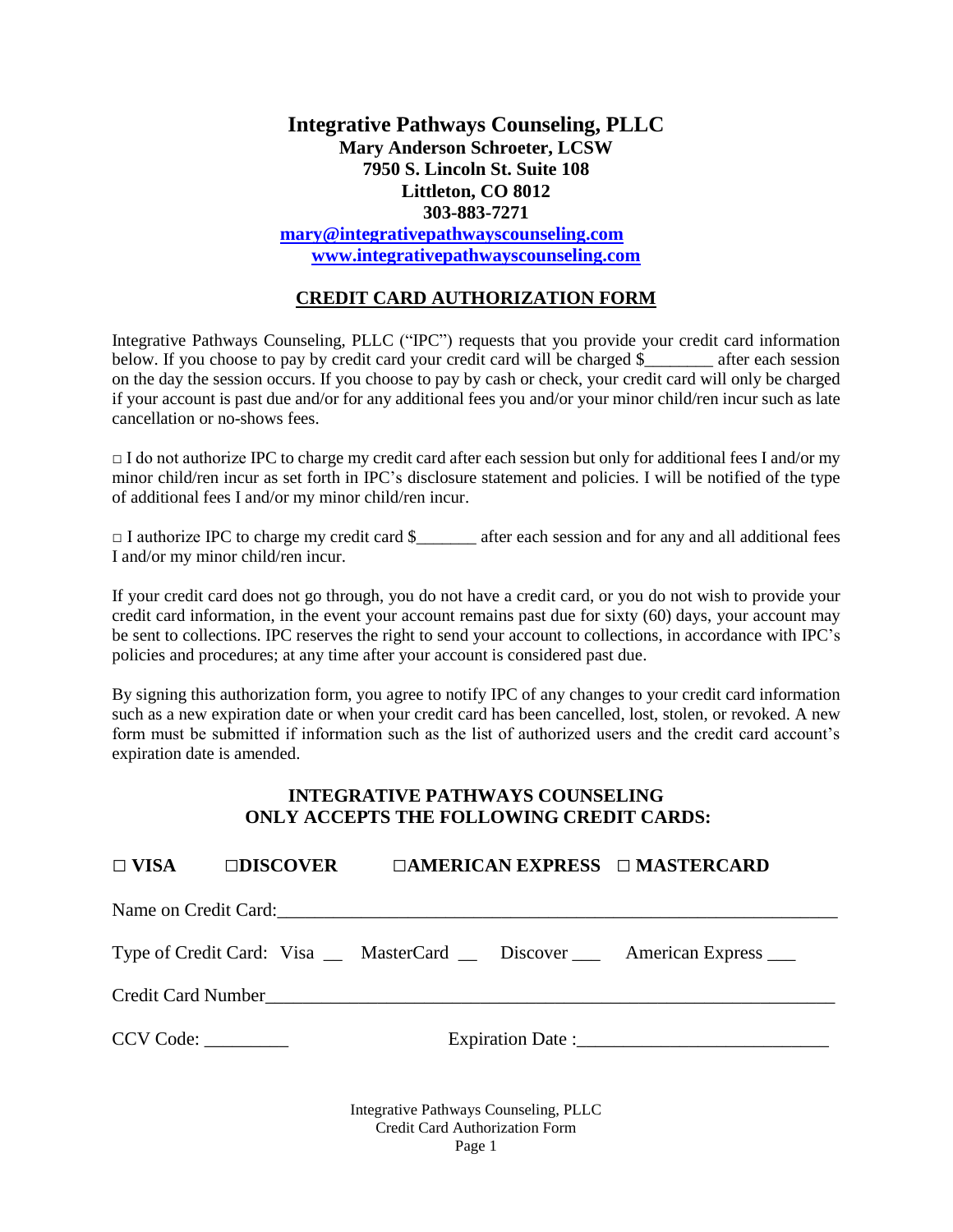# Integrative Pathways Counseling, PLLC

**Mary Anderson Schroeter, LCSW**
**7950 S. Lincoln St. Suite 108**
**Littleton, CO 8012**
**303-883-7271**
**mary@integrativepathwayscounseling.com**
**www.integrativepathwayscounseling.com**

## CREDIT CARD AUTHORIZATION FORM

Integrative Pathways Counseling, PLLC ("IPC") requests that you provide your credit card information below. If you choose to pay by credit card your credit card will be charged $________ after each session on the day the session occurs. If you choose to pay by cash or check, your credit card will only be charged if your account is past due and/or for any additional fees you and/or your minor child/ren incur such as late cancellation or no-shows fees.

□ I do not authorize IPC to charge my credit card after each session but only for additional fees I and/or my minor child/ren incur as set forth in IPC's disclosure statement and policies. I will be notified of the type of additional fees I and/or my minor child/ren incur.

□ I authorize IPC to charge my credit card $_______ after each session and for any and all additional fees I and/or my minor child/ren incur.

If your credit card does not go through, you do not have a credit card, or you do not wish to provide your credit card information, in the event your account remains past due for sixty (60) days, your account may be sent to collections. IPC reserves the right to send your account to collections, in accordance with IPC's policies and procedures; at any time after your account is considered past due.

By signing this authorization form, you agree to notify IPC of any changes to your credit card information such as a new expiration date or when your credit card has been cancelled, lost, stolen, or revoked. A new form must be submitted if information such as the list of authorized users and the credit card account's expiration date is amended.

### INTEGRATIVE PATHWAYS COUNSELING ONLY ACCEPTS THE FOLLOWING CREDIT CARDS:

**□ VISA □DISCOVER □AMERICAN EXPRESS □ MASTERCARD**

Name on Credit Card:_______________________________________________________________

Type of Credit Card: Visa __ MasterCard __ Discover ___ American Express ___

Credit Card Number_________________________________________________________________

CCV Code: _________ Expiration Date :__________________________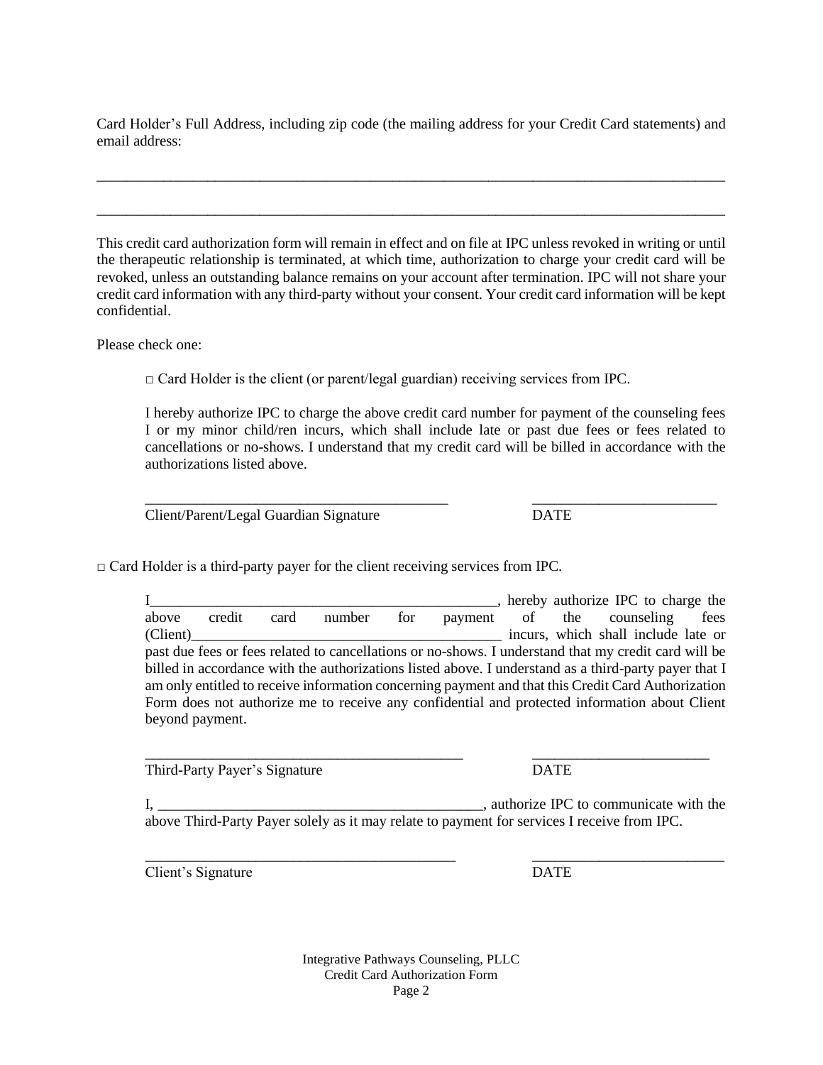Card Holder's Full Address, including zip code (the mailing address for your Credit Card statements) and email address:

\_\_\_\_\_\_\_\_\_\_\_\_\_\_\_\_\_\_\_\_\_\_\_\_\_\_\_\_\_\_\_\_\_\_\_\_\_\_\_\_\_\_\_\_\_\_\_\_\_\_\_\_\_\_\_\_\_\_\_\_\_\_\_\_\_\_\_\_\_\_\_\_\_\_\_\_\_\_\_\_\_\_\_\_

\_\_\_\_\_\_\_\_\_\_\_\_\_\_\_\_\_\_\_\_\_\_\_\_\_\_\_\_\_\_\_\_\_\_\_\_\_\_\_\_\_\_\_\_\_\_\_\_\_\_\_\_\_\_\_\_\_\_\_\_\_\_\_\_\_\_\_\_\_\_\_\_\_\_\_\_\_\_\_\_\_\_\_\_

This credit card authorization form will remain in effect and on file at IPC unless revoked in writing or until the therapeutic relationship is terminated, at which time, authorization to charge your credit card will be revoked, unless an outstanding balance remains on your account after termination. IPC will not share your credit card information with any third-party without your consent. Your credit card information will be kept confidential.

Please check one:

□ Card Holder is the client (or parent/legal guardian) receiving services from IPC.

I hereby authorize IPC to charge the above credit card number for payment of the counseling fees I or my minor child/ren incurs, which shall include late or past due fees or fees related to cancellations or no-shows. I understand that my credit card will be billed in accordance with the authorizations listed above.

\_\_\_\_\_\_\_\_\_\_\_\_\_\_\_\_\_\_\_\_\_\_\_\_\_\_\_\_\_\_\_\_\_\_\_\_\_\_\_\_ \_\_\_\_\_\_\_\_\_\_\_\_\_\_\_\_\_\_\_\_\_\_\_\_\_\_

Client/Parent/Legal Guardian Signature DATE

□ Card Holder is a third-party payer for the client receiving services from IPC.

I\_\_\_\_\_\_\_\_\_\_\_\_\_\_\_\_\_\_\_\_\_\_\_\_\_\_\_\_\_\_\_\_\_\_\_\_\_\_\_\_\_\_\_\_\_\_\_\_\_\_, hereby authorize IPC to charge the above credit card number for payment of the counseling fees (Client)\_\_\_\_\_\_\_\_\_\_\_\_\_\_\_\_\_\_\_\_\_\_\_\_\_\_\_\_\_\_\_\_\_\_\_\_\_\_\_\_\_\_\_\_ incurs, which shall include late or past due fees or fees related to cancellations or no-shows. I understand that my credit card will be billed in accordance with the authorizations listed above. I understand as a third-party payer that I am only entitled to receive information concerning payment and that this Credit Card Authorization Form does not authorize me to receive any confidential and protected information about Client beyond payment.

\_\_\_\_\_\_\_\_\_\_\_\_\_\_\_\_\_\_\_\_\_\_\_\_\_\_\_\_\_\_\_\_\_\_\_\_\_\_\_\_\_\_\_\_ \_\_\_\_\_\_\_\_\_\_\_\_\_\_\_\_\_\_\_\_\_\_\_\_\_

Third-Party Payer's Signature DATE

I, \_\_\_\_\_\_\_\_\_\_\_\_\_\_\_\_\_\_\_\_\_\_\_\_\_\_\_\_\_\_\_\_\_\_\_\_\_\_\_\_\_\_\_\_\_, authorize IPC to communicate with the above Third-Party Payer solely as it may relate to payment for services I receive from IPC.

\_\_\_\_\_\_\_\_\_\_\_\_\_\_\_\_\_\_\_\_\_\_\_\_\_\_\_\_\_\_\_\_\_\_\_\_\_\_\_\_\_\_ \_\_\_\_\_\_\_\_\_\_\_\_\_\_\_\_\_\_\_\_\_\_\_\_\_\_\_

Client's Signature DATE

Integrative Pathways Counseling, PLLC
Credit Card Authorization Form